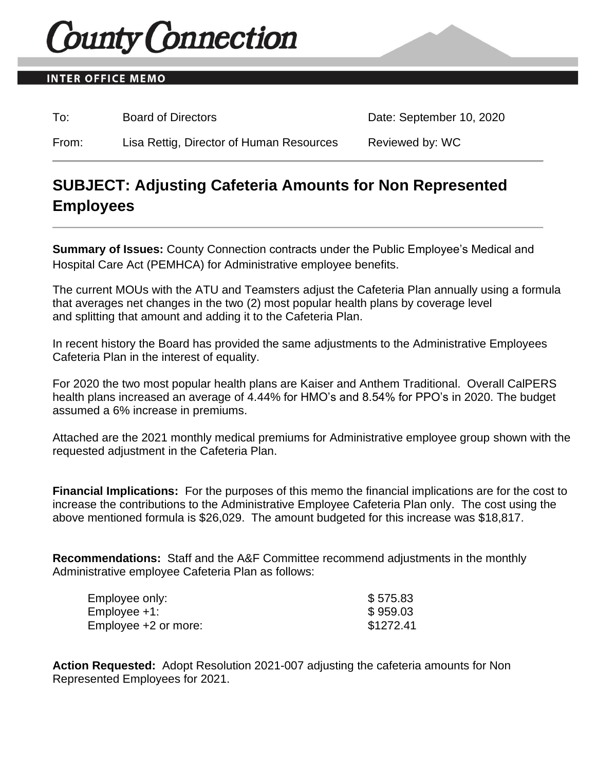# County Connection

**INTER OFFICE MEMO**

| | | |
|---|---|---|
| To: | Board of Directors | Date: September 10, 2020 |
| From: | Lisa Rettig, Director of Human Resources | Reviewed by: WC |

## SUBJECT: Adjusting Cafeteria Amounts for Non Represented Employees

**Summary of Issues:** County Connection contracts under the Public Employee's Medical and Hospital Care Act (PEMHCA) for Administrative employee benefits.

The current MOUs with the ATU and Teamsters adjust the Cafeteria Plan annually using a formula that averages net changes in the two (2) most popular health plans by coverage level and splitting that amount and adding it to the Cafeteria Plan.

In recent history the Board has provided the same adjustments to the Administrative Employees Cafeteria Plan in the interest of equality.

For 2020 the two most popular health plans are Kaiser and Anthem Traditional. Overall CalPERS health plans increased an average of 4.44% for HMO's and 8.54% for PPO's in 2020. The budget assumed a 6% increase in premiums.

Attached are the 2021 monthly medical premiums for Administrative employee group shown with the requested adjustment in the Cafeteria Plan.

**Financial Implications:** For the purposes of this memo the financial implications are for the cost to increase the contributions to the Administrative Employee Cafeteria Plan only. The cost using the above mentioned formula is $26,029. The amount budgeted for this increase was $18,817.

**Recommendations:** Staff and the A&F Committee recommend adjustments in the monthly Administrative employee Cafeteria Plan as follows:

| | |
|---|---|
| Employee only: | $ 575.83 |
| Employee +1: | $ 959.03 |
| Employee +2 or more: | $1272.41 |

**Action Requested:** Adopt Resolution 2021-007 adjusting the cafeteria amounts for Non Represented Employees for 2021.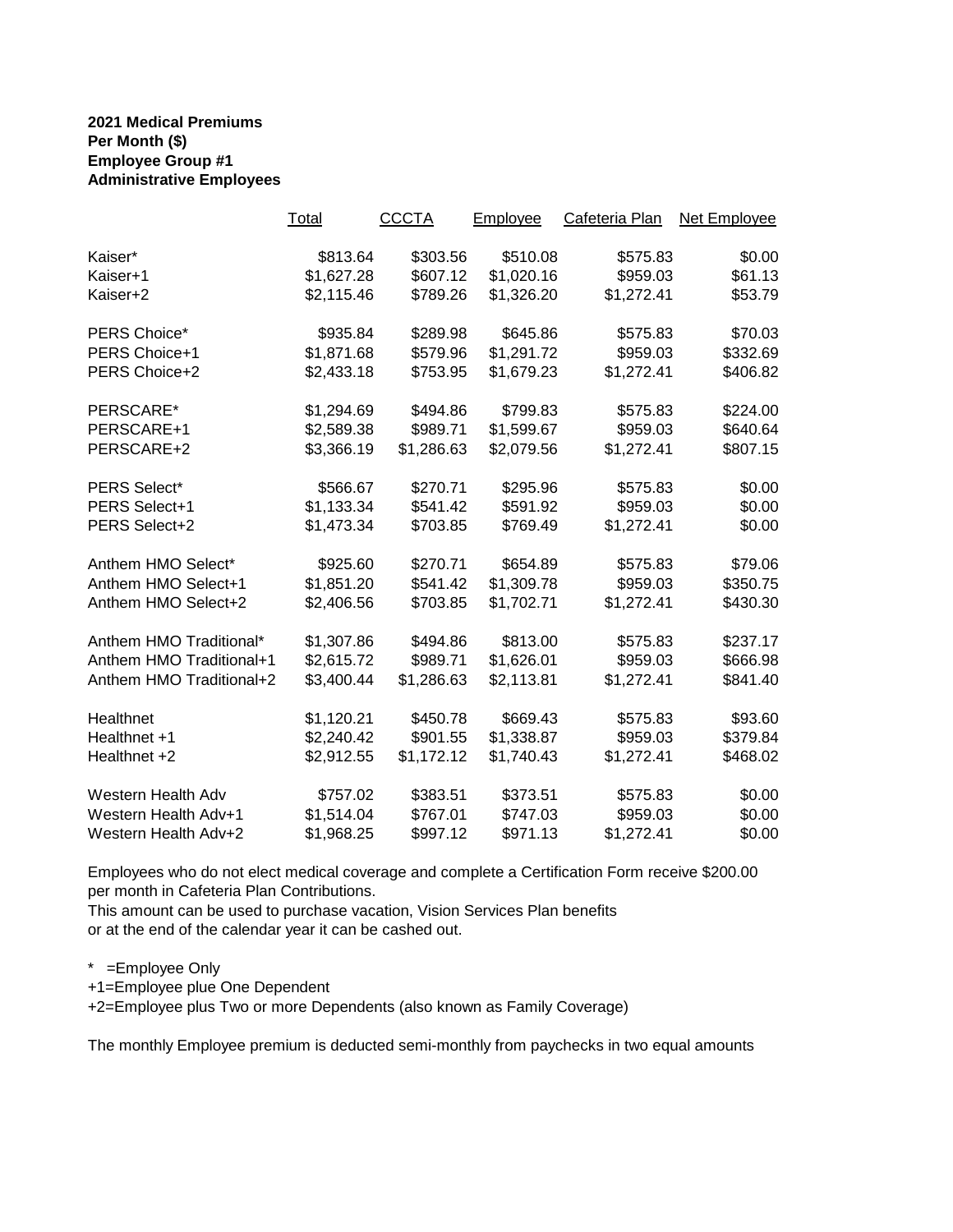**2021 Medical Premiums**
**Per Month ($)**
**Employee Group #1**
**Administrative Employees**

| | Total | CCCTA | Employee | Cafeteria Plan | Net Employee |
|---|---|---|---|---|---|
| Kaiser* | $813.64 | $303.56 | $510.08 | $575.83 | $0.00 |
| Kaiser+1 | $1,627.28 | $607.12 | $1,020.16 | $959.03 | $61.13 |
| Kaiser+2 | $2,115.46 | $789.26 | $1,326.20 | $1,272.41 | $53.79 |
| | | | | | |
| PERS Choice* | $935.84 | $289.98 | $645.86 | $575.83 | $70.03 |
| PERS Choice+1 | $1,871.68 | $579.96 | $1,291.72 | $959.03 | $332.69 |
| PERS Choice+2 | $2,433.18 | $753.95 | $1,679.23 | $1,272.41 | $406.82 |
| | | | | | |
| PERSCARE* | $1,294.69 | $494.86 | $799.83 | $575.83 | $224.00 |
| PERSCARE+1 | $2,589.38 | $989.71 | $1,599.67 | $959.03 | $640.64 |
| PERSCARE+2 | $3,366.19 | $1,286.63 | $2,079.56 | $1,272.41 | $807.15 |
| | | | | | |
| PERS Select* | $566.67 | $270.71 | $295.96 | $575.83 | $0.00 |
| PERS Select+1 | $1,133.34 | $541.42 | $591.92 | $959.03 | $0.00 |
| PERS Select+2 | $1,473.34 | $703.85 | $769.49 | $1,272.41 | $0.00 |
| | | | | | |
| Anthem HMO Select* | $925.60 | $270.71 | $654.89 | $575.83 | $79.06 |
| Anthem HMO Select+1 | $1,851.20 | $541.42 | $1,309.78 | $959.03 | $350.75 |
| Anthem HMO Select+2 | $2,406.56 | $703.85 | $1,702.71 | $1,272.41 | $430.30 |
| | | | | | |
| Anthem HMO Traditional* | $1,307.86 | $494.86 | $813.00 | $575.83 | $237.17 |
| Anthem HMO Traditional+1 | $2,615.72 | $989.71 | $1,626.01 | $959.03 | $666.98 |
| Anthem HMO Traditional+2 | $3,400.44 | $1,286.63 | $2,113.81 | $1,272.41 | $841.40 |
| | | | | | |
| Healthnet | $1,120.21 | $450.78 | $669.43 | $575.83 | $93.60 |
| Healthnet +1 | $2,240.42 | $901.55 | $1,338.87 | $959.03 | $379.84 |
| Healthnet +2 | $2,912.55 | $1,172.12 | $1,740.43 | $1,272.41 | $468.02 |
| | | | | | |
| Western Health Adv | $757.02 | $383.51 | $373.51 | $575.83 | $0.00 |
| Western Health Adv+1 | $1,514.04 | $767.01 | $747.03 | $959.03 | $0.00 |
| Western Health Adv+2 | $1,968.25 | $997.12 | $971.13 | $1,272.41 | $0.00 |

Employees who do not elect medical coverage and complete a Certification Form receive $200.00 per month in Cafeteria Plan Contributions.
This amount can be used to purchase vacation, Vision Services Plan benefits or at the end of the calendar year it can be cashed out.

* =Employee Only
+1=Employee plue One Dependent
+2=Employee plus Two or more Dependents (also known as Family Coverage)

The monthly Employee premium is deducted semi-monthly from paychecks in two equal amounts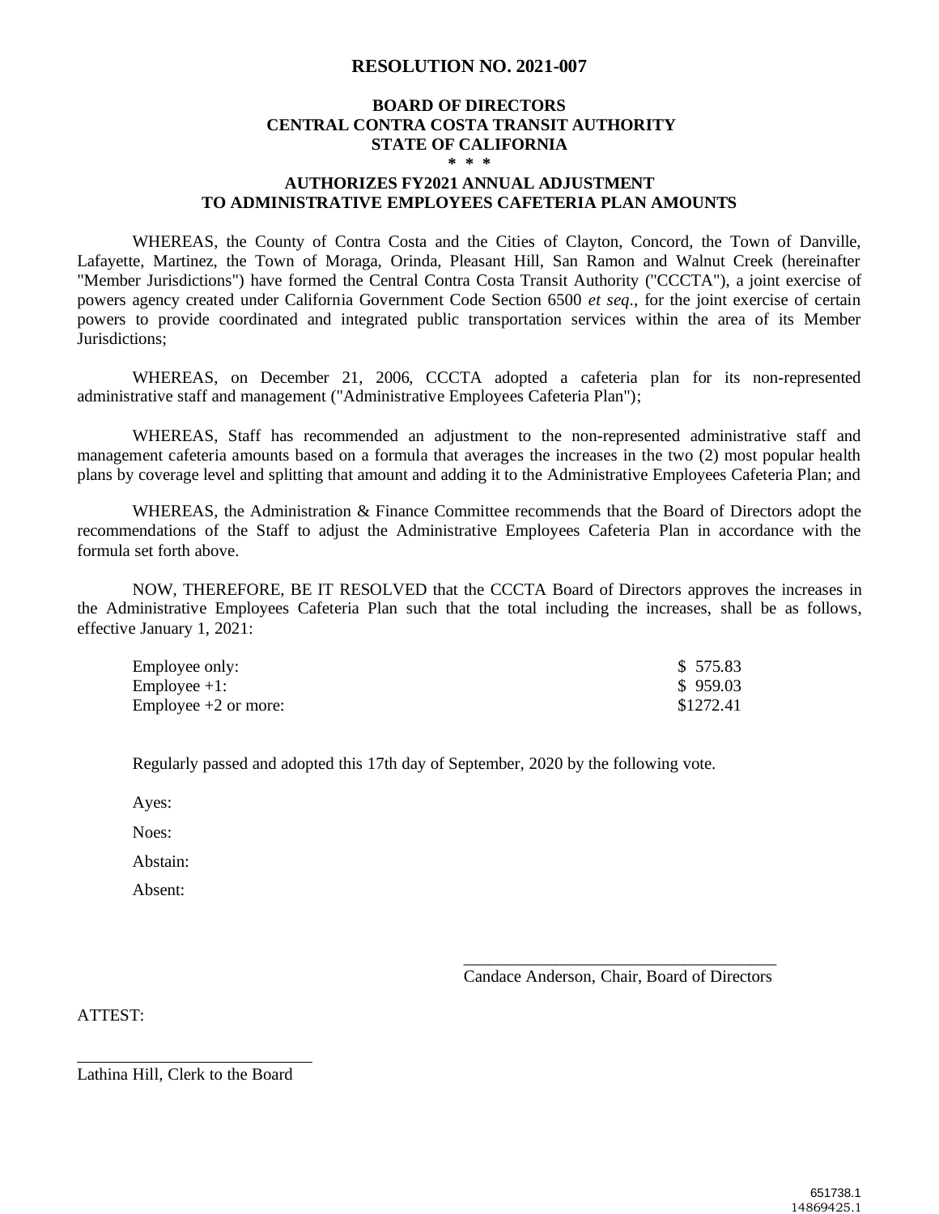# RESOLUTION NO. 2021-007

## BOARD OF DIRECTORS CENTRAL CONTRA COSTA TRANSIT AUTHORITY STATE OF CALIFORNIA

\* \* \*

## AUTHORIZES FY2021 ANNUAL ADJUSTMENT TO ADMINISTRATIVE EMPLOYEES CAFETERIA PLAN AMOUNTS

WHEREAS, the County of Contra Costa and the Cities of Clayton, Concord, the Town of Danville, Lafayette, Martinez, the Town of Moraga, Orinda, Pleasant Hill, San Ramon and Walnut Creek (hereinafter "Member Jurisdictions") have formed the Central Contra Costa Transit Authority ("CCCTA"), a joint exercise of powers agency created under California Government Code Section 6500 *et seq*., for the joint exercise of certain powers to provide coordinated and integrated public transportation services within the area of its Member Jurisdictions;

WHEREAS, on December 21, 2006, CCCTA adopted a cafeteria plan for its non-represented administrative staff and management ("Administrative Employees Cafeteria Plan");

WHEREAS, Staff has recommended an adjustment to the non-represented administrative staff and management cafeteria amounts based on a formula that averages the increases in the two (2) most popular health plans by coverage level and splitting that amount and adding it to the Administrative Employees Cafeteria Plan; and

WHEREAS, the Administration & Finance Committee recommends that the Board of Directors adopt the recommendations of the Staff to adjust the Administrative Employees Cafeteria Plan in accordance with the formula set forth above.

NOW, THEREFORE, BE IT RESOLVED that the CCCTA Board of Directors approves the increases in the Administrative Employees Cafeteria Plan such that the total including the increases, shall be as follows, effective January 1, 2021:

| | |
|---|---|
| Employee only: | $ 575.83 |
| Employee +1: | $ 959.03 |
| Employee +2 or more: | $1272.41 |

Regularly passed and adopted this 17th day of September, 2020 by the following vote.

Ayes:

Noes:

Abstain:

Absent:

\_\_\_\_\_\_\_\_\_\_\_\_\_\_\_\_\_\_\_\_\_\_\_\_\_\_\_\_\_\_\_\_\_\_\_\_
Candace Anderson, Chair, Board of Directors

ATTEST:

\_\_\_\_\_\_\_\_\_\_\_\_\_\_\_\_\_\_\_\_\_\_\_\_\_\_\_\_\_\_
Lathina Hill, Clerk to the Board

651738.1
14869425.1